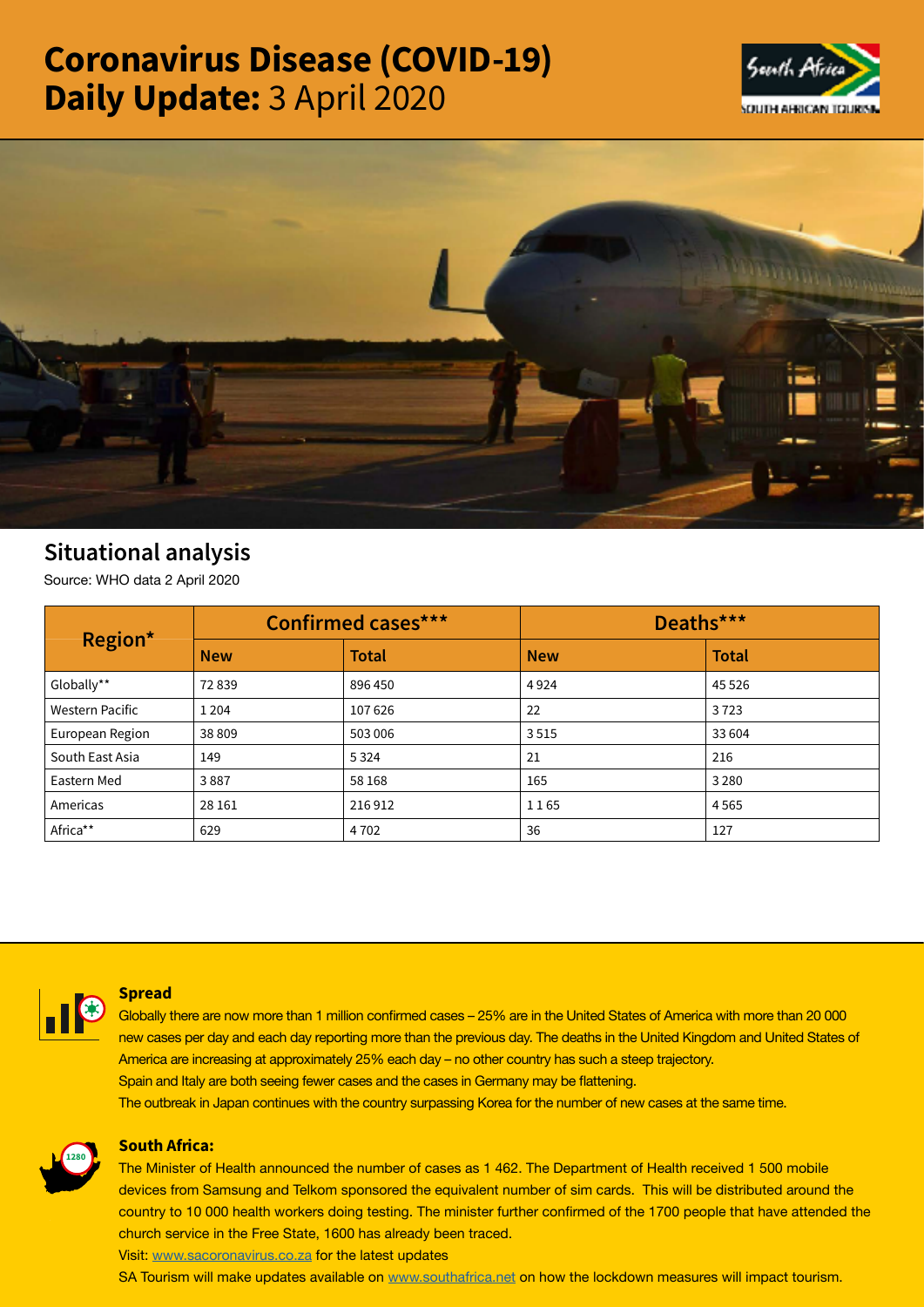# Coronavirus Disease (COVID-19) Daily Update: 3 April 2020

## Situational analysis

Source: WHO data 2 April 2020

| Region* | Confirmed cases*** | | Deaths*** | |
|---|---|---|---|---|
| | New | Total | New | Total |
| Globally** | 72 839 | 896 450 | 4 924 | 45 526 |
| Western Pacific | 1 204 | 107 626 | 22 | 3 723 |
| European Region | 38 809 | 503 006 | 3 515 | 33 604 |
| South East Asia | 149 | 5 324 | 21 | 216 |
| Eastern Med | 3 887 | 58 168 | 165 | 3 280 |
| Americas | 28 161 | 216 912 | 1 165 | 4 565 |
| Africa** | 629 | 4 702 | 36 | 127 |

### Spread

Globally there are now more than 1 million confirmed cases – 25% are in the United States of America with more than 20 000 new cases per day and each day reporting more than the previous day. The deaths in the United Kingdom and United States of America are increasing at approximately 25% each day – no other country has such a steep trajectory.

Spain and Italy are both seeing fewer cases and the cases in Germany may be flattening.

The outbreak in Japan continues with the country surpassing Korea for the number of new cases at the same time.

### South Africa:

The Minister of Health announced the number of cases as 1 462. The Department of Health received 1 500 mobile devices from Samsung and Telkom sponsored the equivalent number of sim cards. This will be distributed around the country to 10 000 health workers doing testing. The minister further confirmed of the 1700 people that have attended the church service in the Free State, 1600 has already been traced.

Visit: www.sacoronavirus.co.za for the latest updates

SA Tourism will make updates available on www.southafrica.net on how the lockdown measures will impact tourism.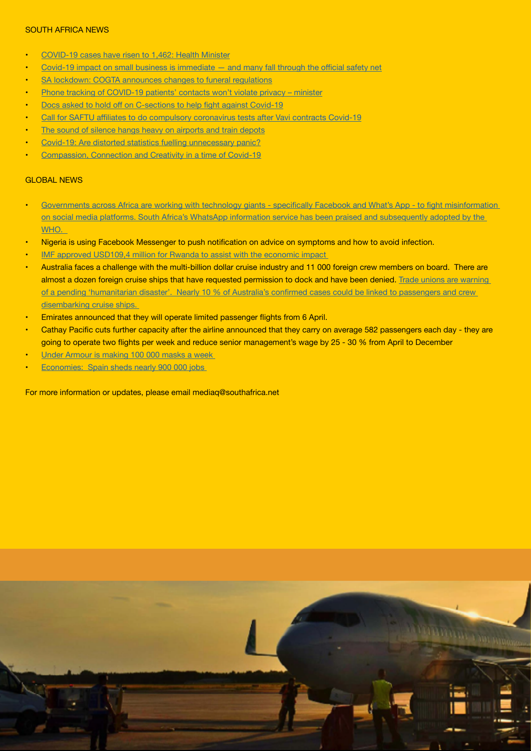SOUTH AFRICA NEWS

- COVID-19 cases have risen to 1,462: Health Minister
- Covid-19 impact on small business is immediate — and many fall through the official safety net
- SA lockdown: COGTA announces changes to funeral regulations
- Phone tracking of COVID-19 patients' contacts won't violate privacy – minister
- Docs asked to hold off on C-sections to help fight against Covid-19
- Call for SAFTU affiliates to do compulsory coronavirus tests after Vavi contracts Covid-19
- The sound of silence hangs heavy on airports and train depots
- Covid-19: Are distorted statistics fuelling unnecessary panic?
- Compassion, Connection and Creativity in a time of Covid-19

GLOBAL NEWS

- Governments across Africa are working with technology giants - specifically Facebook and What's App - to fight misinformation on social media platforms. South Africa's WhatsApp information service has been praised and subsequently adopted by the WHO.
- Nigeria is using Facebook Messenger to push notification on advice on symptoms and how to avoid infection.
- IMF approved USD109,4 million for Rwanda to assist with the economic impact
- Australia faces a challenge with the multi-billion dollar cruise industry and 11 000 foreign crew members on board. There are almost a dozen foreign cruise ships that have requested permission to dock and have been denied. Trade unions are warning of a pending 'humanitarian disaster'. Nearly 10 % of Australia's confirmed cases could be linked to passengers and crew disembarking cruise ships.
- Emirates announced that they will operate limited passenger flights from 6 April.
- Cathay Pacific cuts further capacity after the airline announced that they carry on average 582 passengers each day - they are going to operate two flights per week and reduce senior management's wage by 25 - 30 % from April to December
- Under Armour is making 100 000 masks a week
- Economies: Spain sheds nearly 900 000 jobs

For more information or updates, please email mediaq@southafrica.net